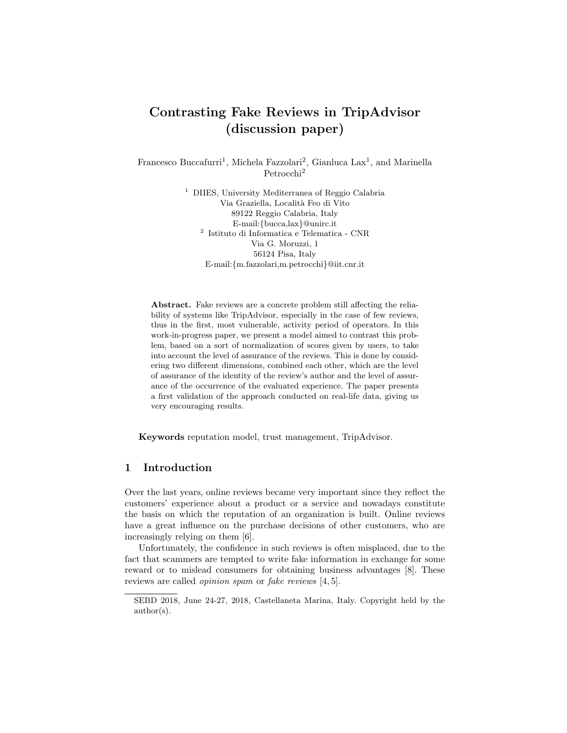# Contrasting Fake Reviews in TripAdvisor (discussion paper)

Francesco Buccafurri[1], Michela Fazzolari[2], Gianluca Lax[1], and Marinella Petrocchi[2]

[1] DIIES, University Mediterranea of Reggio Calabria
Via Graziella, Località Feo di Vito
89122 Reggio Calabria, Italy
E-mail:{bucca,lax}@unirc.it

[2] Istituto di Informatica e Telematica - CNR
Via G. Moruzzi, 1
56124 Pisa, Italy
E-mail:{m.fazzolari,m.petrocchi}@iit.cnr.it

**Abstract.** Fake reviews are a concrete problem still affecting the reliability of systems like TripAdvisor, especially in the case of few reviews, thus in the first, most vulnerable, activity period of operators. In this work-in-progress paper, we present a model aimed to contrast this problem, based on a sort of normalization of scores given by users, to take into account the level of assurance of the reviews. This is done by considering two different dimensions, combined each other, which are the level of assurance of the identity of the review's author and the level of assurance of the occurrence of the evaluated experience. The paper presents a first validation of the approach conducted on real-life data, giving us very encouraging results.

**Keywords** reputation model, trust management, TripAdvisor.

## 1 Introduction

Over the last years, online reviews became very important since they reflect the customers' experience about a product or a service and nowadays constitute the basis on which the reputation of an organization is built. Online reviews have a great influence on the purchase decisions of other customers, who are increasingly relying on them [6].

Unfortunately, the confidence in such reviews is often misplaced, due to the fact that scammers are tempted to write fake information in exchange for some reward or to mislead consumers for obtaining business advantages [8]. These reviews are called *opinion spam* or *fake reviews* [4, 5].

SEBD 2018, June 24-27, 2018, Castellaneta Marina, Italy. Copyright held by the author(s).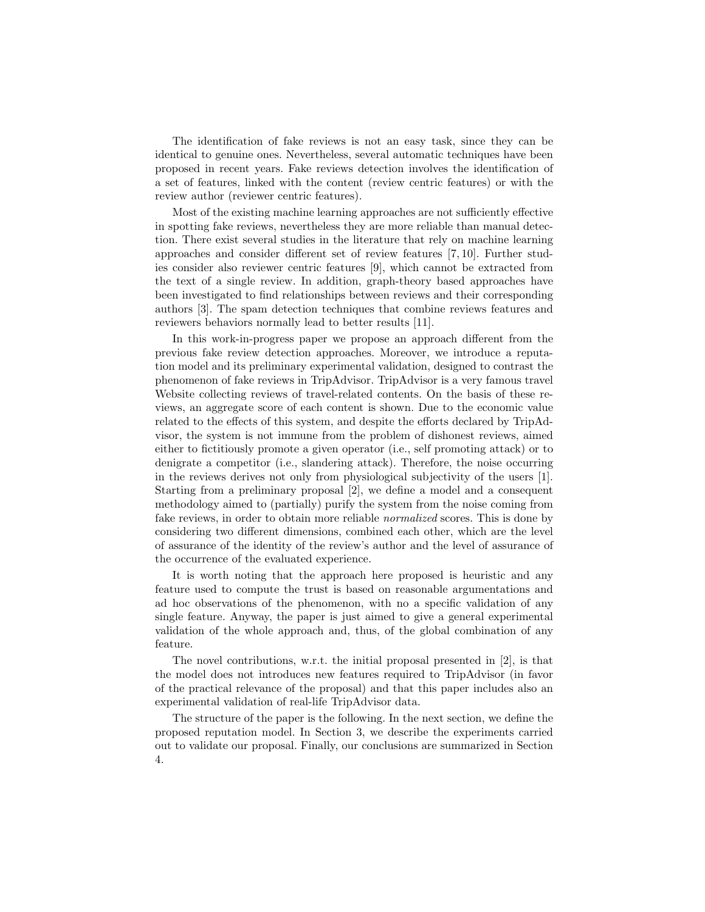The identification of fake reviews is not an easy task, since they can be identical to genuine ones. Nevertheless, several automatic techniques have been proposed in recent years. Fake reviews detection involves the identification of a set of features, linked with the content (review centric features) or with the review author (reviewer centric features).

Most of the existing machine learning approaches are not sufficiently effective in spotting fake reviews, nevertheless they are more reliable than manual detection. There exist several studies in the literature that rely on machine learning approaches and consider different set of review features [7, 10]. Further studies consider also reviewer centric features [9], which cannot be extracted from the text of a single review. In addition, graph-theory based approaches have been investigated to find relationships between reviews and their corresponding authors [3]. The spam detection techniques that combine reviews features and reviewers behaviors normally lead to better results [11].

In this work-in-progress paper we propose an approach different from the previous fake review detection approaches. Moreover, we introduce a reputation model and its preliminary experimental validation, designed to contrast the phenomenon of fake reviews in TripAdvisor. TripAdvisor is a very famous travel Website collecting reviews of travel-related contents. On the basis of these reviews, an aggregate score of each content is shown. Due to the economic value related to the effects of this system, and despite the efforts declared by TripAdvisor, the system is not immune from the problem of dishonest reviews, aimed either to fictitiously promote a given operator (i.e., self promoting attack) or to denigrate a competitor (i.e., slandering attack). Therefore, the noise occurring in the reviews derives not only from physiological subjectivity of the users [1]. Starting from a preliminary proposal [2], we define a model and a consequent methodology aimed to (partially) purify the system from the noise coming from fake reviews, in order to obtain more reliable *normalized* scores. This is done by considering two different dimensions, combined each other, which are the level of assurance of the identity of the review's author and the level of assurance of the occurrence of the evaluated experience.

It is worth noting that the approach here proposed is heuristic and any feature used to compute the trust is based on reasonable argumentations and ad hoc observations of the phenomenon, with no a specific validation of any single feature. Anyway, the paper is just aimed to give a general experimental validation of the whole approach and, thus, of the global combination of any feature.

The novel contributions, w.r.t. the initial proposal presented in [2], is that the model does not introduces new features required to TripAdvisor (in favor of the practical relevance of the proposal) and that this paper includes also an experimental validation of real-life TripAdvisor data.

The structure of the paper is the following. In the next section, we define the proposed reputation model. In Section 3, we describe the experiments carried out to validate our proposal. Finally, our conclusions are summarized in Section 4.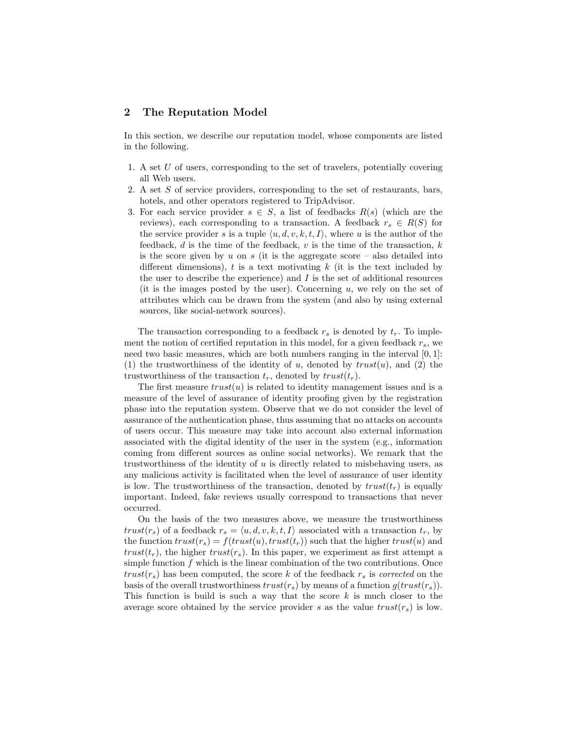## 2 The Reputation Model

In this section, we describe our reputation model, whose components are listed in the following.

1. A set $U$ of users, corresponding to the set of travelers, potentially covering all Web users.
2. A set $S$ of service providers, corresponding to the set of restaurants, bars, hotels, and other operators registered to TripAdvisor.
3. For each service provider $s \in S$, a list of feedbacks $R(s)$ (which are the reviews), each corresponding to a transaction. A feedback $r_s \in R(S)$ for the service provider $s$ is a tuple $\langle u, d, v, k, t, I \rangle$, where $u$ is the author of the feedback, $d$ is the time of the feedback, $v$ is the time of the transaction, $k$ is the score given by $u$ on $s$ (it is the aggregate score – also detailed into different dimensions), $t$ is a text motivating $k$ (it is the text included by the user to describe the experience) and $I$ is the set of additional resources (it is the images posted by the user). Concerning $u$, we rely on the set of attributes which can be drawn from the system (and also by using external sources, like social-network sources).

The transaction corresponding to a feedback $r_s$ is denoted by $t_r$. To implement the notion of certified reputation in this model, for a given feedback $r_s$, we need two basic measures, which are both numbers ranging in the interval $[0, 1]$: (1) the trustworthiness of the identity of $u$, denoted by $trust(u)$, and (2) the trustworthiness of the transaction $t_r$, denoted by $trust(t_r)$.

The first measure $trust(u)$ is related to identity management issues and is a measure of the level of assurance of identity proofing given by the registration phase into the reputation system. Observe that we do not consider the level of assurance of the authentication phase, thus assuming that no attacks on accounts of users occur. This measure may take into account also external information associated with the digital identity of the user in the system (e.g., information coming from different sources as online social networks). We remark that the trustworthiness of the identity of $u$ is directly related to misbehaving users, as any malicious activity is facilitated when the level of assurance of user identity is low. The trustworthiness of the transaction, denoted by $trust(t_r)$ is equally important. Indeed, fake reviews usually correspond to transactions that never occurred.

On the basis of the two measures above, we measure the trustworthiness $trust(r_s)$ of a feedback $r_s = \langle u, d, v, k, t, I \rangle$ associated with a transaction $t_r$, by the function $trust(r_s) = f(trust(u), trust(t_r))$ such that the higher $trust(u)$ and $trust(t_r)$, the higher $trust(r_s)$. In this paper, we experiment as first attempt a simple function $f$ which is the linear combination of the two contributions. Once $trust(r_s)$ has been computed, the score $k$ of the feedback $r_s$ is *corrected* on the basis of the overall trustworthiness $trust(r_s)$ by means of a function $g(trust(r_s))$. This function is build is such a way that the score $k$ is much closer to the average score obtained by the service provider $s$ as the value $trust(r_s)$ is low.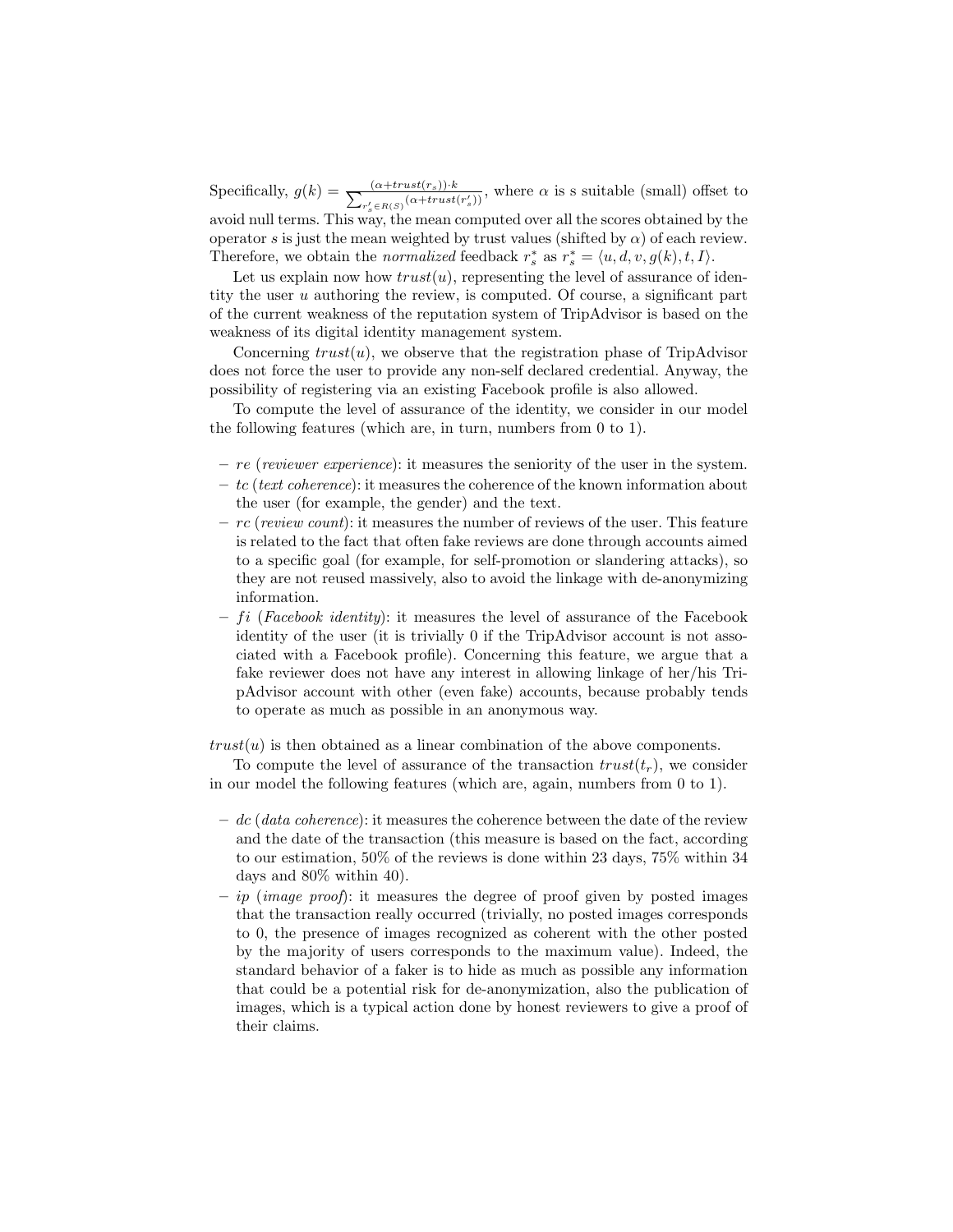Specifically, $g(k) = \frac{(\alpha + trust(r_s)) \cdot k}{\sum_{r'_s \in R(S)} (\alpha + trust(r'_s))}$, where $\alpha$ is s suitable (small) offset to avoid null terms. This way, the mean computed over all the scores obtained by the operator $s$ is just the mean weighted by trust values (shifted by $\alpha$) of each review. Therefore, we obtain the *normalized* feedback $r^*_s$ as $r^*_s = \langle u, d, v, g(k), t, I \rangle$.

Let us explain now how $trust(u)$, representing the level of assurance of identity the user $u$ authoring the review, is computed. Of course, a significant part of the current weakness of the reputation system of TripAdvisor is based on the weakness of its digital identity management system.

Concerning $trust(u)$, we observe that the registration phase of TripAdvisor does not force the user to provide any non-self declared credential. Anyway, the possibility of registering via an existing Facebook profile is also allowed.

To compute the level of assurance of the identity, we consider in our model the following features (which are, in turn, numbers from 0 to 1).

- $re$ (*reviewer experience*): it measures the seniority of the user in the system.
- $tc$ (*text coherence*): it measures the coherence of the known information about the user (for example, the gender) and the text.
- $rc$ (*review count*): it measures the number of reviews of the user. This feature is related to the fact that often fake reviews are done through accounts aimed to a specific goal (for example, for self-promotion or slandering attacks), so they are not reused massively, also to avoid the linkage with de-anonymizing information.
- $fi$ (*Facebook identity*): it measures the level of assurance of the Facebook identity of the user (it is trivially 0 if the TripAdvisor account is not associated with a Facebook profile). Concerning this feature, we argue that a fake reviewer does not have any interest in allowing linkage of her/his TripAdvisor account with other (even fake) accounts, because probably tends to operate as much as possible in an anonymous way.

$trust(u)$ is then obtained as a linear combination of the above components.

To compute the level of assurance of the transaction $trust(t_r)$, we consider in our model the following features (which are, again, numbers from 0 to 1).

- $dc$ (*data coherence*): it measures the coherence between the date of the review and the date of the transaction (this measure is based on the fact, according to our estimation, 50% of the reviews is done within 23 days, 75% within 34 days and 80% within 40).
- $ip$ (*image proof*): it measures the degree of proof given by posted images that the transaction really occurred (trivially, no posted images corresponds to 0, the presence of images recognized as coherent with the other posted by the majority of users corresponds to the maximum value). Indeed, the standard behavior of a faker is to hide as much as possible any information that could be a potential risk for de-anonymization, also the publication of images, which is a typical action done by honest reviewers to give a proof of their claims.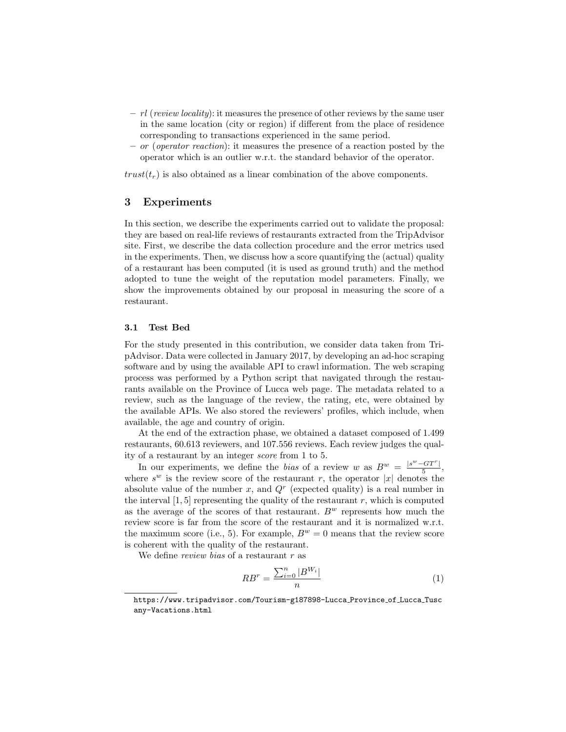- *rl* (*review locality*): it measures the presence of other reviews by the same user in the same location (city or region) if different from the place of residence corresponding to transactions experienced in the same period.
- *or* (*operator reaction*): it measures the presence of a reaction posted by the operator which is an outlier w.r.t. the standard behavior of the operator.

$trust(t_r)$ is also obtained as a linear combination of the above components.

## 3 Experiments

In this section, we describe the experiments carried out to validate the proposal: they are based on real-life reviews of restaurants extracted from the TripAdvisor site. First, we describe the data collection procedure and the error metrics used in the experiments. Then, we discuss how a score quantifying the (actual) quality of a restaurant has been computed (it is used as ground truth) and the method adopted to tune the weight of the reputation model parameters. Finally, we show the improvements obtained by our proposal in measuring the score of a restaurant.

### 3.1 Test Bed

For the study presented in this contribution, we consider data taken from TripAdvisor. Data were collected in January 2017, by developing an ad-hoc scraping software and by using the available API to crawl information. The web scraping process was performed by a Python script that navigated through the restaurants available on the Province of Lucca web page. The metadata related to a review, such as the language of the review, the rating, etc, were obtained by the available APIs. We also stored the reviewers' profiles, which include, when available, the age and country of origin.

At the end of the extraction phase, we obtained a dataset composed of 1.499 restaurants, 60.613 reviewers, and 107.556 reviews. Each review judges the quality of a restaurant by an integer *score* from 1 to 5.

In our experiments, we define the *bias* of a review $w$ as $B^w = \frac{|s^w - GT^r|}{5}$, where $s^w$ is the review score of the restaurant $r$, the operator $|x|$ denotes the absolute value of the number $x$, and $Q^r$ (expected quality) is a real number in the interval $[1, 5]$ representing the quality of the restaurant $r$, which is computed as the average of the scores of that restaurant. $B^w$ represents how much the review score is far from the score of the restaurant and it is normalized w.r.t. the maximum score (i.e., 5). For example, $B^w = 0$ means that the review score is coherent with the quality of the restaurant.

We define *review bias* of a restaurant $r$ as

$$RB^r = \frac{\sum_{i=0}^{n} |B^{W_i}|}{n} \tag{1}$$

https://www.tripadvisor.com/Tourism-g187898-Lucca_Province_of_Lucca_Tuscany-Vacations.html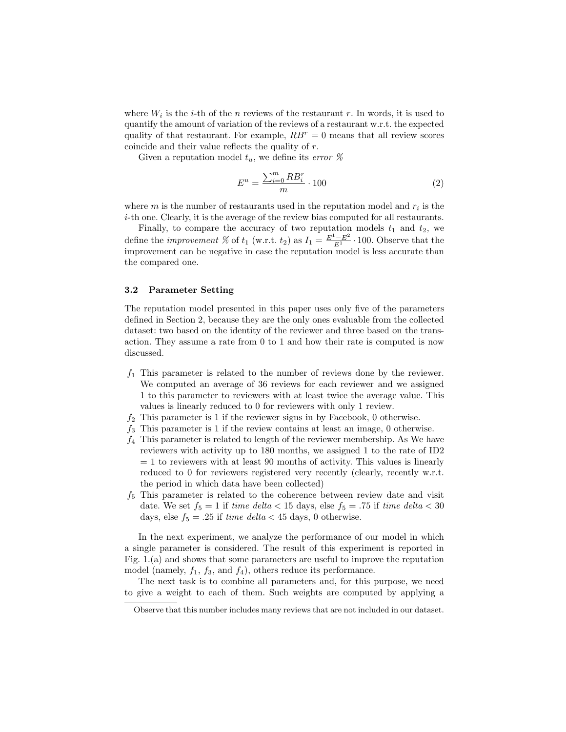where $W_i$ is the $i$-th of the $n$ reviews of the restaurant $r$. In words, it is used to quantify the amount of variation of the reviews of a restaurant w.r.t. the expected quality of that restaurant. For example, $RB^r = 0$ means that all review scores coincide and their value reflects the quality of $r$.

Given a reputation model $t_u$, we define its *error %*

$$E^u = \frac{\sum_{i=0}^{m} RB_i^r}{m} \cdot 100 \tag{2}$$

where $m$ is the number of restaurants used in the reputation model and $r_i$ is the $i$-th one. Clearly, it is the average of the review bias computed for all restaurants.

Finally, to compare the accuracy of two reputation models $t_1$ and $t_2$, we define the *improvement %* of $t_1$ (w.r.t. $t_2$) as $I_1 = \frac{E^1 - E^2}{E^1} \cdot 100$. Observe that the improvement can be negative in case the reputation model is less accurate than the compared one.

### 3.2 Parameter Setting

The reputation model presented in this paper uses only five of the parameters defined in Section 2, because they are the only ones evaluable from the collected dataset: two based on the identity of the reviewer and three based on the transaction. They assume a rate from 0 to 1 and how their rate is computed is now discussed.

- $f_1$ This parameter is related to the number of reviews done by the reviewer. We computed an average of 36 reviews for each reviewer and we assigned 1 to this parameter to reviewers with at least twice the average value. This values is linearly reduced to 0 for reviewers with only 1 review.
- $f_2$ This parameter is 1 if the reviewer signs in by Facebook, 0 otherwise.
- $f_3$ This parameter is 1 if the review contains at least an image, 0 otherwise.
- $f_4$ This parameter is related to length of the reviewer membership. As We have reviewers with activity up to 180 months, we assigned 1 to the rate of ID2 = 1 to reviewers with at least 90 months of activity. This values is linearly reduced to 0 for reviewers registered very recently (clearly, recently w.r.t. the period in which data have been collected)
- $f_5$ This parameter is related to the coherence between review date and visit date. We set $f_5 = 1$ if *time delta* $< 15$ days, else $f_5 = .75$ if *time delta* $< 30$ days, else $f_5 = .25$ if *time delta* $< 45$ days, 0 otherwise.

In the next experiment, we analyze the performance of our model in which a single parameter is considered. The result of this experiment is reported in Fig. 1.(a) and shows that some parameters are useful to improve the reputation model (namely, $f_1$, $f_3$, and $f_4$), others reduce its performance.

The next task is to combine all parameters and, for this purpose, we need to give a weight to each of them. Such weights are computed by applying a

---

Observe that this number includes many reviews that are not included in our dataset.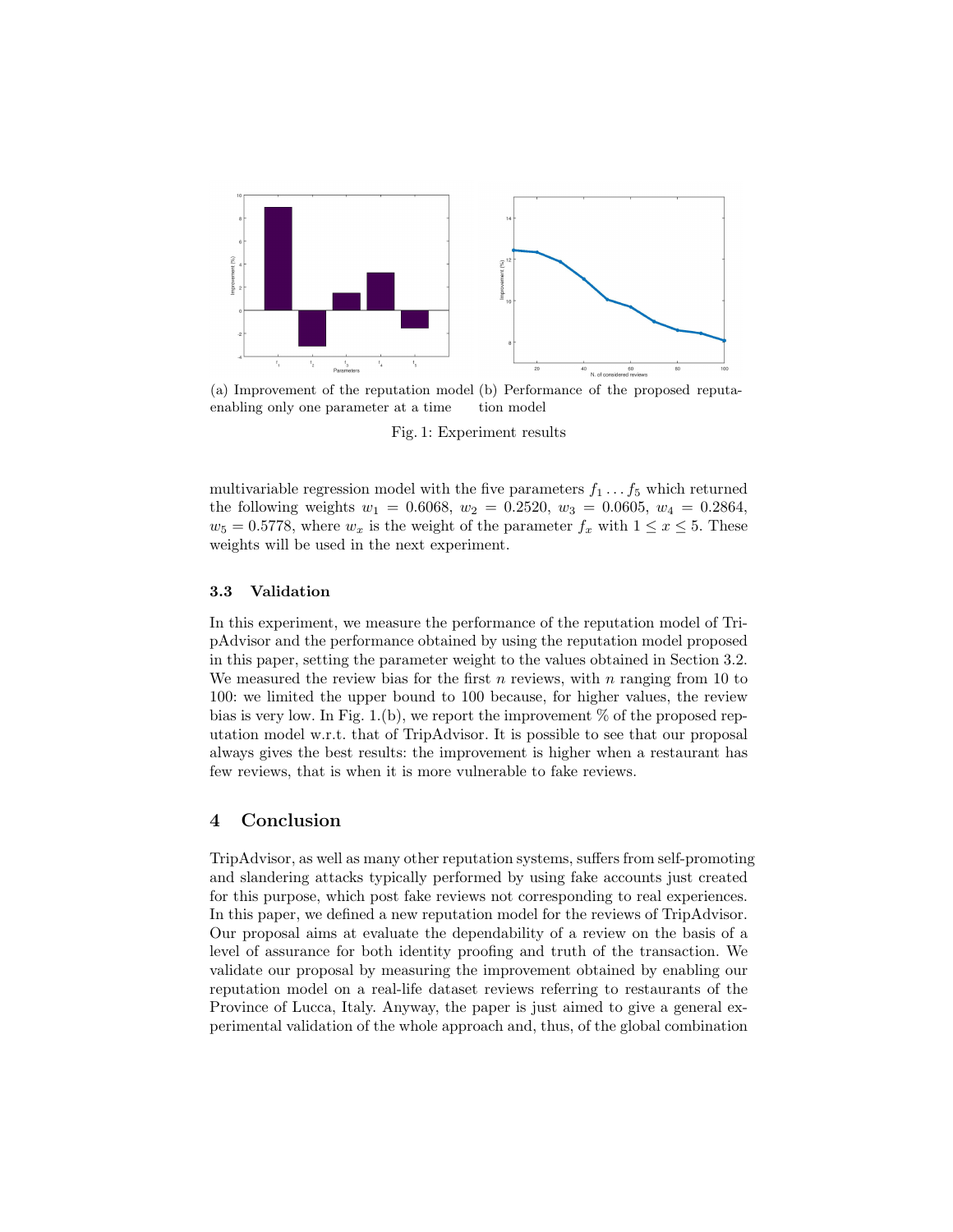(a) Improvement of the reputation model enabling only one parameter at a time

(b) Performance of the proposed reputation model

Fig. 1: Experiment results

multivariable regression model with the five parameters $f_1 \dots f_5$ which returned the following weights $w_1 = 0.6068$, $w_2 = 0.2520$, $w_3 = 0.0605$, $w_4 = 0.2864$, $w_5 = 0.5778$, where $w_x$ is the weight of the parameter $f_x$ with $1 \leq x \leq 5$. These weights will be used in the next experiment.

### 3.3 Validation

In this experiment, we measure the performance of the reputation model of TripAdvisor and the performance obtained by using the reputation model proposed in this paper, setting the parameter weight to the values obtained in Section 3.2. We measured the review bias for the first $n$ reviews, with $n$ ranging from 10 to 100: we limited the upper bound to 100 because, for higher values, the review bias is very low. In Fig. 1.(b), we report the improvement % of the proposed reputation model w.r.t. that of TripAdvisor. It is possible to see that our proposal always gives the best results: the improvement is higher when a restaurant has few reviews, that is when it is more vulnerable to fake reviews.

## 4 Conclusion

TripAdvisor, as well as many other reputation systems, suffers from self-promoting and slandering attacks typically performed by using fake accounts just created for this purpose, which post fake reviews not corresponding to real experiences. In this paper, we defined a new reputation model for the reviews of TripAdvisor. Our proposal aims at evaluate the dependability of a review on the basis of a level of assurance for both identity proofing and truth of the transaction. We validate our proposal by measuring the improvement obtained by enabling our reputation model on a real-life dataset reviews referring to restaurants of the Province of Lucca, Italy. Anyway, the paper is just aimed to give a general experimental validation of the whole approach and, thus, of the global combination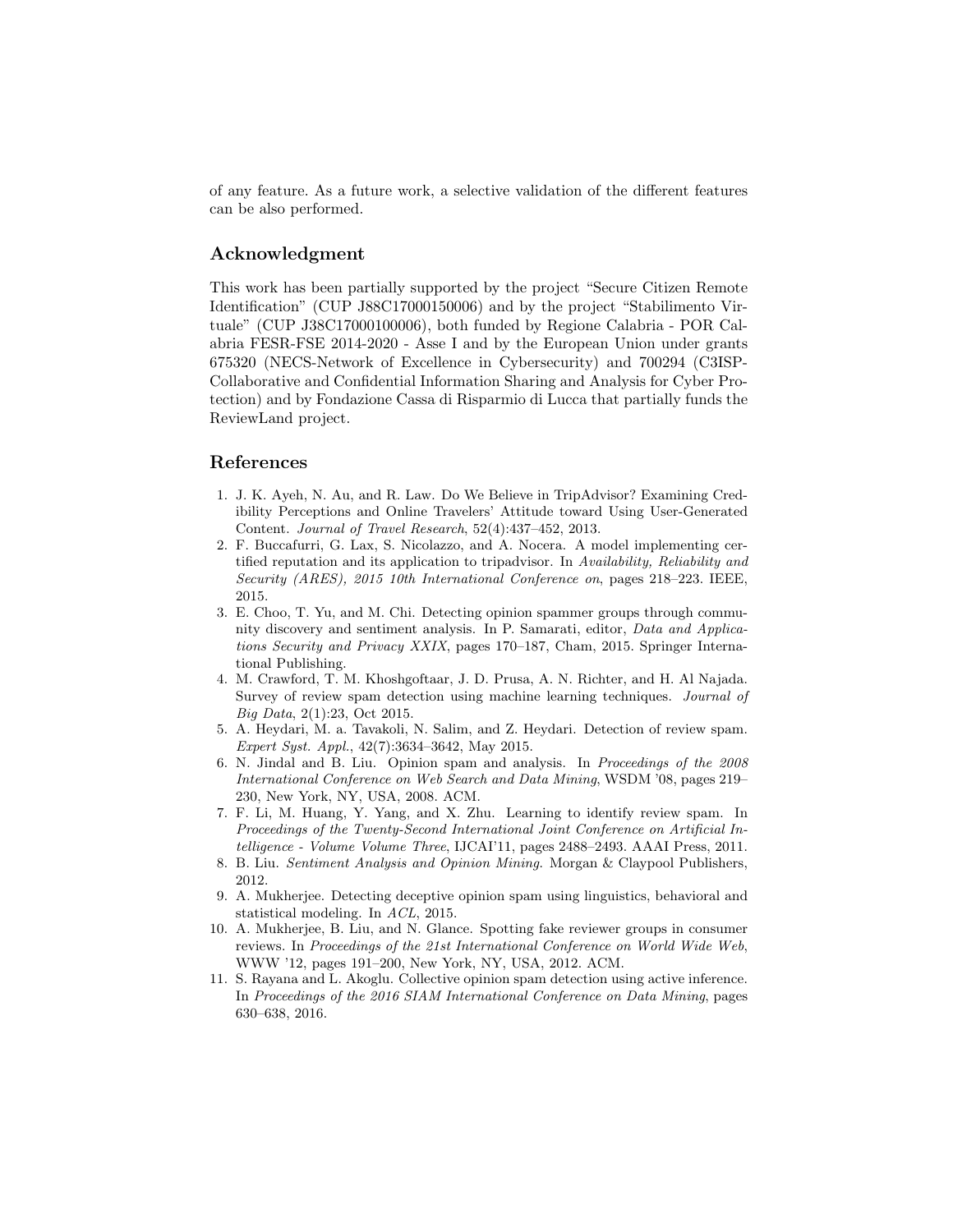of any feature. As a future work, a selective validation of the different features can be also performed.

## Acknowledgment

This work has been partially supported by the project "Secure Citizen Remote Identification" (CUP J88C17000150006) and by the project "Stabilimento Virtuale" (CUP J38C17000100006), both funded by Regione Calabria - POR Calabria FESR-FSE 2014-2020 - Asse I and by the European Union under grants 675320 (NECS-Network of Excellence in Cybersecurity) and 700294 (C3ISP-Collaborative and Confidential Information Sharing and Analysis for Cyber Protection) and by Fondazione Cassa di Risparmio di Lucca that partially funds the ReviewLand project.

## References

1. J. K. Ayeh, N. Au, and R. Law. Do We Believe in TripAdvisor? Examining Credibility Perceptions and Online Travelers' Attitude toward Using User-Generated Content. *Journal of Travel Research*, 52(4):437–452, 2013.
2. F. Buccafurri, G. Lax, S. Nicolazzo, and A. Nocera. A model implementing certified reputation and its application to tripadvisor. In *Availability, Reliability and Security (ARES), 2015 10th International Conference on*, pages 218–223. IEEE, 2015.
3. E. Choo, T. Yu, and M. Chi. Detecting opinion spammer groups through community discovery and sentiment analysis. In P. Samarati, editor, *Data and Applications Security and Privacy XXIX*, pages 170–187, Cham, 2015. Springer International Publishing.
4. M. Crawford, T. M. Khoshgoftaar, J. D. Prusa, A. N. Richter, and H. Al Najada. Survey of review spam detection using machine learning techniques. *Journal of Big Data*, 2(1):23, Oct 2015.
5. A. Heydari, M. a. Tavakoli, N. Salim, and Z. Heydari. Detection of review spam. *Expert Syst. Appl.*, 42(7):3634–3642, May 2015.
6. N. Jindal and B. Liu. Opinion spam and analysis. In *Proceedings of the 2008 International Conference on Web Search and Data Mining*, WSDM '08, pages 219–230, New York, NY, USA, 2008. ACM.
7. F. Li, M. Huang, Y. Yang, and X. Zhu. Learning to identify review spam. In *Proceedings of the Twenty-Second International Joint Conference on Artificial Intelligence - Volume Volume Three*, IJCAI'11, pages 2488–2493. AAAI Press, 2011.
8. B. Liu. *Sentiment Analysis and Opinion Mining.* Morgan & Claypool Publishers, 2012.
9. A. Mukherjee. Detecting deceptive opinion spam using linguistics, behavioral and statistical modeling. In *ACL*, 2015.
10. A. Mukherjee, B. Liu, and N. Glance. Spotting fake reviewer groups in consumer reviews. In *Proceedings of the 21st International Conference on World Wide Web*, WWW '12, pages 191–200, New York, NY, USA, 2012. ACM.
11. S. Rayana and L. Akoglu. Collective opinion spam detection using active inference. In *Proceedings of the 2016 SIAM International Conference on Data Mining*, pages 630–638, 2016.